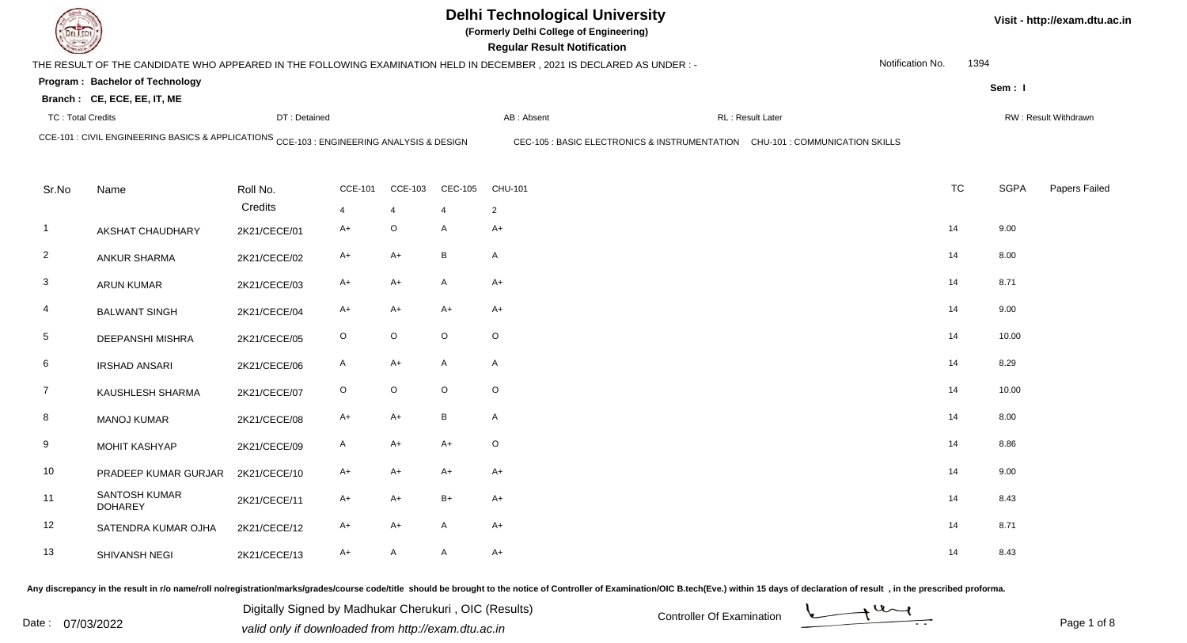# Delhi Technological University

**(Formerly Delhi College of Engineering)**

**Regular Result Notification**

Visit - http://exam.dtu.ac.in

THE RESULT OF THE CANDIDATE WHO APPEARED IN THE FOLLOWING EXAMINATION HELD IN DECEMBER , 2021 IS DECLARED AS UNDER : -

Notification No. 1394

**Program : Bachelor of Technology**

**Sem : I**

**Branch : CE, ECE, EE, IT, ME**

TC : Total Credits | DT : Detained | AB : Absent | RL : Result Later | RW : Result Withdrawn

CCE-101 : CIVIL ENGINEERING BASICS & APPLICATIONS | CCE-103 : ENGINEERING ANALYSIS & DESIGN | CEC-105 : BASIC ELECTRONICS & INSTRUMENTATION | CHU-101 : COMMUNICATION SKILLS

| Sr.No | Name | Roll No. | CCE-101 | CCE-103 | CEC-105 | CHU-101 | TC | SGPA | Papers Failed |
|---|---|---|---|---|---|---|---|---|---|
| | | Credits | 4 | 4 | 4 | 2 | | | |
| 1 | AKSHAT CHAUDHARY | 2K21/CECE/01 | A+ | O | A | A+ | 14 | 9.00 | |
| 2 | ANKUR SHARMA | 2K21/CECE/02 | A+ | A+ | B | A | 14 | 8.00 | |
| 3 | ARUN KUMAR | 2K21/CECE/03 | A+ | A+ | A | A+ | 14 | 8.71 | |
| 4 | BALWANT SINGH | 2K21/CECE/04 | A+ | A+ | A+ | A+ | 14 | 9.00 | |
| 5 | DEEPANSHI MISHRA | 2K21/CECE/05 | O | O | O | O | 14 | 10.00 | |
| 6 | IRSHAD ANSARI | 2K21/CECE/06 | A | A+ | A | A | 14 | 8.29 | |
| 7 | KAUSHLESH SHARMA | 2K21/CECE/07 | O | O | O | O | 14 | 10.00 | |
| 8 | MANOJ KUMAR | 2K21/CECE/08 | A+ | A+ | B | A | 14 | 8.00 | |
| 9 | MOHIT KASHYAP | 2K21/CECE/09 | A | A+ | A+ | O | 14 | 8.86 | |
| 10 | PRADEEP KUMAR GURJAR | 2K21/CECE/10 | A+ | A+ | A+ | A+ | 14 | 9.00 | |
| 11 | SANTOSH KUMAR DOHAREY | 2K21/CECE/11 | A+ | A+ | B+ | A+ | 14 | 8.43 | |
| 12 | SATENDRA KUMAR OJHA | 2K21/CECE/12 | A+ | A+ | A | A+ | 14 | 8.71 | |
| 13 | SHIVANSH NEGI | 2K21/CECE/13 | A+ | A | A | A+ | 14 | 8.43 | |

Any discrepancy in the result in r/o name/roll no/registration/marks/grades/course code/title should be brought to the notice of Controller of Examination/OIC B.tech(Eve.) within 15 days of declaration of result , in the prescribed proforma.

Date : 07/03/2022

Digitally Signed by Madhukar Cherukuri , OIC (Results)
valid only if downloaded from http://exam.dtu.ac.in

Controller Of Examination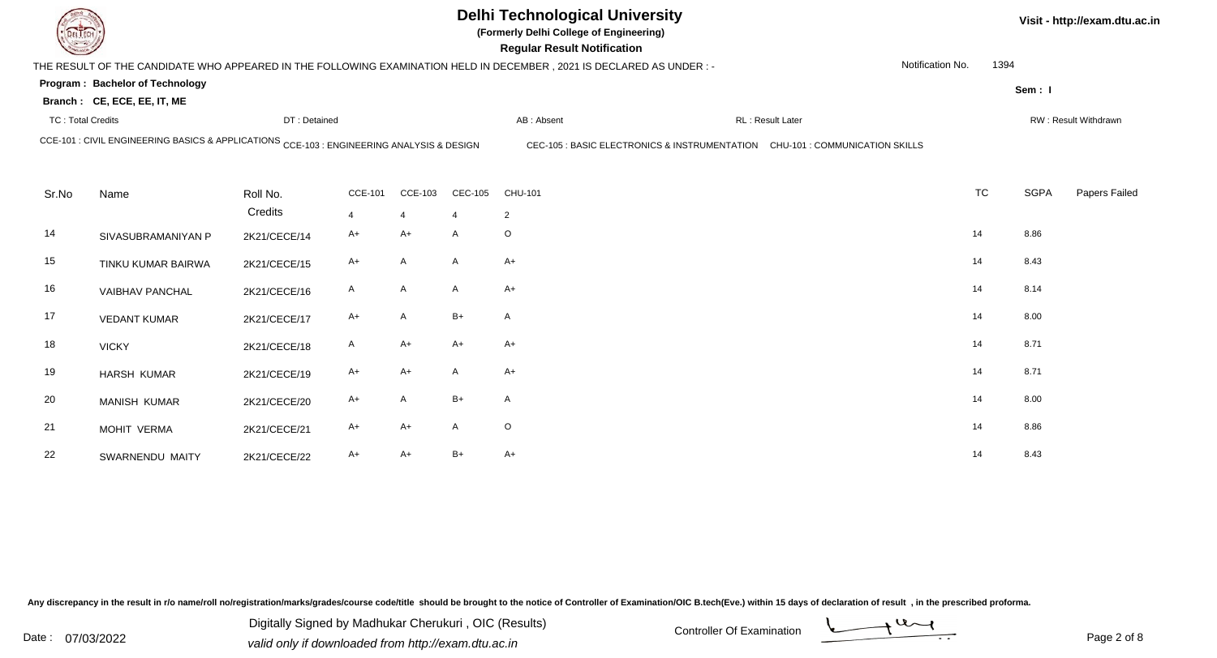# Delhi Technological University

**(Formerly Delhi College of Engineering)**

**Regular Result Notification**

Visit - http://exam.dtu.ac.in

THE RESULT OF THE CANDIDATE WHO APPEARED IN THE FOLLOWING EXAMINATION HELD IN DECEMBER , 2021 IS DECLARED AS UNDER : -

Notification No. 1394

**Program : Bachelor of Technology**

**Branch : CE, ECE, EE, IT, ME**

**Sem : I**

TC : Total Credits | DT : Detained | AB : Absent | RL : Result Later | RW : Result Withdrawn

CCE-101 : CIVIL ENGINEERING BASICS & APPLICATIONS | CCE-103 : ENGINEERING ANALYSIS & DESIGN | CEC-105 : BASIC ELECTRONICS & INSTRUMENTATION | CHU-101 : COMMUNICATION SKILLS

| Sr.No | Name | Roll No. | CCE-101 | CCE-103 | CEC-105 | CHU-101 | TC | SGPA | Papers Failed |
|---|---|---|---|---|---|---|---|---|---|
| | | Credits | 4 | 4 | 4 | 2 | | | |
| 14 | SIVASUBRAMANIYAN P | 2K21/CECE/14 | A+ | A+ | A | O | 14 | 8.86 | |
| 15 | TINKU KUMAR BAIRWA | 2K21/CECE/15 | A+ | A | A | A+ | 14 | 8.43 | |
| 16 | VAIBHAV PANCHAL | 2K21/CECE/16 | A | A | A | A+ | 14 | 8.14 | |
| 17 | VEDANT KUMAR | 2K21/CECE/17 | A+ | A | B+ | A | 14 | 8.00 | |
| 18 | VICKY | 2K21/CECE/18 | A | A+ | A+ | A+ | 14 | 8.71 | |
| 19 | HARSH KUMAR | 2K21/CECE/19 | A+ | A+ | A | A+ | 14 | 8.71 | |
| 20 | MANISH KUMAR | 2K21/CECE/20 | A+ | A | B+ | A | 14 | 8.00 | |
| 21 | MOHIT VERMA | 2K21/CECE/21 | A+ | A+ | A | O | 14 | 8.86 | |
| 22 | SWARNENDU MAITY | 2K21/CECE/22 | A+ | A+ | B+ | A+ | 14 | 8.43 | |

Any discrepancy in the result in r/o name/roll no/registration/marks/grades/course code/title should be brought to the notice of Controller of Examination/OIC B.tech(Eve.) within 15 days of declaration of result , in the prescribed proforma.

Date : 07/03/2022

Digitally Signed by Madhukar Cherukuri , OIC (Results)
valid only if downloaded from http://exam.dtu.ac.in

Controller Of Examination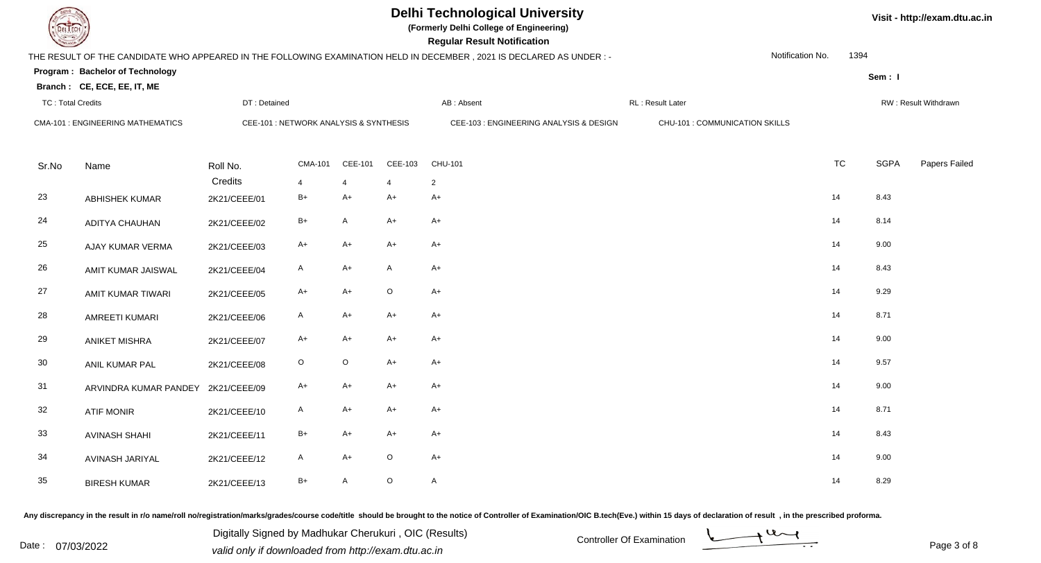# Delhi Technological University

**(Formerly Delhi College of Engineering)**

**Regular Result Notification**

Visit - http://exam.dtu.ac.in

THE RESULT OF THE CANDIDATE WHO APPEARED IN THE FOLLOWING EXAMINATION HELD IN DECEMBER , 2021 IS DECLARED AS UNDER : -

Notification No. 1394

**Program : Bachelor of Technology**

**Branch : CE, ECE, EE, IT, ME**

Sem : I

TC : Total Credits | DT : Detained | AB : Absent | RL : Result Later | RW : Result Withdrawn

CMA-101 : ENGINEERING MATHEMATICS | CEE-101 : NETWORK ANALYSIS & SYNTHESIS | CEE-103 : ENGINEERING ANALYSIS & DESIGN | CHU-101 : COMMUNICATION SKILLS

| Sr.No | Name | Roll No. | CMA-101 | CEE-101 | CEE-103 | CHU-101 | TC | SGPA | Papers Failed |
|---|---|---|---|---|---|---|---|---|---|
| | | Credits | 4 | 4 | 4 | 2 | | | |
| 23 | ABHISHEK KUMAR | 2K21/CEEE/01 | B+ | A+ | A+ | A+ | 14 | 8.43 | |
| 24 | ADITYA CHAUHAN | 2K21/CEEE/02 | B+ | A | A+ | A+ | 14 | 8.14 | |
| 25 | AJAY KUMAR VERMA | 2K21/CEEE/03 | A+ | A+ | A+ | A+ | 14 | 9.00 | |
| 26 | AMIT KUMAR JAISWAL | 2K21/CEEE/04 | A | A+ | A | A+ | 14 | 8.43 | |
| 27 | AMIT KUMAR TIWARI | 2K21/CEEE/05 | A+ | A+ | O | A+ | 14 | 9.29 | |
| 28 | AMREETI KUMARI | 2K21/CEEE/06 | A | A+ | A+ | A+ | 14 | 8.71 | |
| 29 | ANIKET MISHRA | 2K21/CEEE/07 | A+ | A+ | A+ | A+ | 14 | 9.00 | |
| 30 | ANIL KUMAR PAL | 2K21/CEEE/08 | O | O | A+ | A+ | 14 | 9.57 | |
| 31 | ARVINDRA KUMAR PANDEY | 2K21/CEEE/09 | A+ | A+ | A+ | A+ | 14 | 9.00 | |
| 32 | ATIF MONIR | 2K21/CEEE/10 | A | A+ | A+ | A+ | 14 | 8.71 | |
| 33 | AVINASH SHAHI | 2K21/CEEE/11 | B+ | A+ | A+ | A+ | 14 | 8.43 | |
| 34 | AVINASH JARIYAL | 2K21/CEEE/12 | A | A+ | O | A+ | 14 | 9.00 | |
| 35 | BIRESH KUMAR | 2K21/CEEE/13 | B+ | A | O | A | 14 | 8.29 | |

**Any discrepancy in the result in r/o name/roll no/registration/marks/grades/course code/title should be brought to the notice of Controller of Examination/OIC B.tech(Eve.) within 15 days of declaration of result , in the prescribed proforma.**

Date : 07/03/2022

Digitally Signed by Madhukar Cherukuri , OIC (Results)

*valid only if downloaded from http://exam.dtu.ac.in*

Controller Of Examination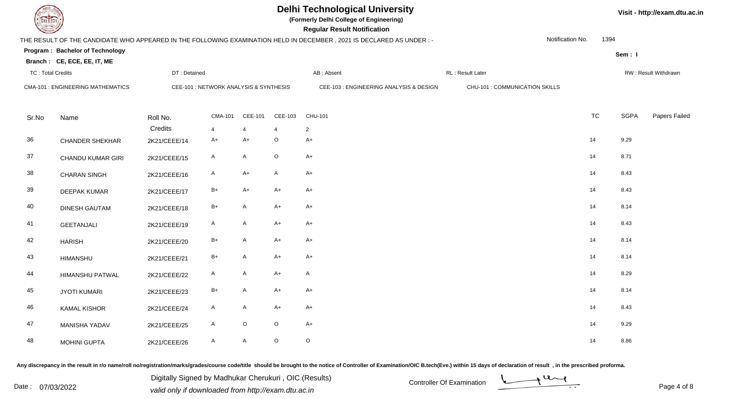# Delhi Technological University

**(Formerly Delhi College of Engineering)**

**Regular Result Notification**

Visit - http://exam.dtu.ac.in

THE RESULT OF THE CANDIDATE WHO APPEARED IN THE FOLLOWING EXAMINATION HELD IN DECEMBER , 2021 IS DECLARED AS UNDER : -

Notification No. 1394

**Program : Bachelor of Technology**

**Branch : CE, ECE, EE, IT, ME**

**Sem : I**

TC : Total Credits | DT : Detained | AB : Absent | RL : Result Later | RW : Result Withdrawn

CMA-101 : ENGINEERING MATHEMATICS | CEE-101 : NETWORK ANALYSIS & SYNTHESIS | CEE-103 : ENGINEERING ANALYSIS & DESIGN | CHU-101 : COMMUNICATION SKILLS

| Sr.No | Name | Roll No. | CMA-101 | CEE-101 | CEE-103 | CHU-101 | TC | SGPA | Papers Failed |
|---|---|---|---|---|---|---|---|---|---|
| | | Credits | 4 | 4 | 4 | 2 | | | |
| 36 | CHANDER SHEKHAR | 2K21/CEEE/14 | A+ | A+ | O | A+ | 14 | 9.29 | |
| 37 | CHANDU KUMAR GIRI | 2K21/CEEE/15 | A | A | O | A+ | 14 | 8.71 | |
| 38 | CHARAN SINGH | 2K21/CEEE/16 | A | A+ | A | A+ | 14 | 8.43 | |
| 39 | DEEPAK KUMAR | 2K21/CEEE/17 | B+ | A+ | A+ | A+ | 14 | 8.43 | |
| 40 | DINESH GAUTAM | 2K21/CEEE/18 | B+ | A | A+ | A+ | 14 | 8.14 | |
| 41 | GEETANJALI | 2K21/CEEE/19 | A | A | A+ | A+ | 14 | 8.43 | |
| 42 | HARISH | 2K21/CEEE/20 | B+ | A | A+ | A+ | 14 | 8.14 | |
| 43 | HIMANSHU | 2K21/CEEE/21 | B+ | A | A+ | A+ | 14 | 8.14 | |
| 44 | HIMANSHU PATWAL | 2K21/CEEE/22 | A | A | A+ | A | 14 | 8.29 | |
| 45 | JYOTI KUMARI | 2K21/CEEE/23 | B+ | A | A+ | A+ | 14 | 8.14 | |
| 46 | KAMAL KISHOR | 2K21/CEEE/24 | A | A | A+ | A+ | 14 | 8.43 | |
| 47 | MANISHA YADAV | 2K21/CEEE/25 | A | O | O | A+ | 14 | 9.29 | |
| 48 | MOHINI GUPTA | 2K21/CEEE/26 | A | A | O | O | 14 | 8.86 | |

Any discrepancy in the result in r/o name/roll no/registration/marks/grades/course code/title should be brought to the notice of Controller of Examination/OIC B.tech(Eve.) within 15 days of declaration of result , in the prescribed proforma.

Date : 07/03/2022

Digitally Signed by Madhukar Cherukuri , OIC (Results)

*valid only if downloaded from http://exam.dtu.ac.in*

Controller Of Examination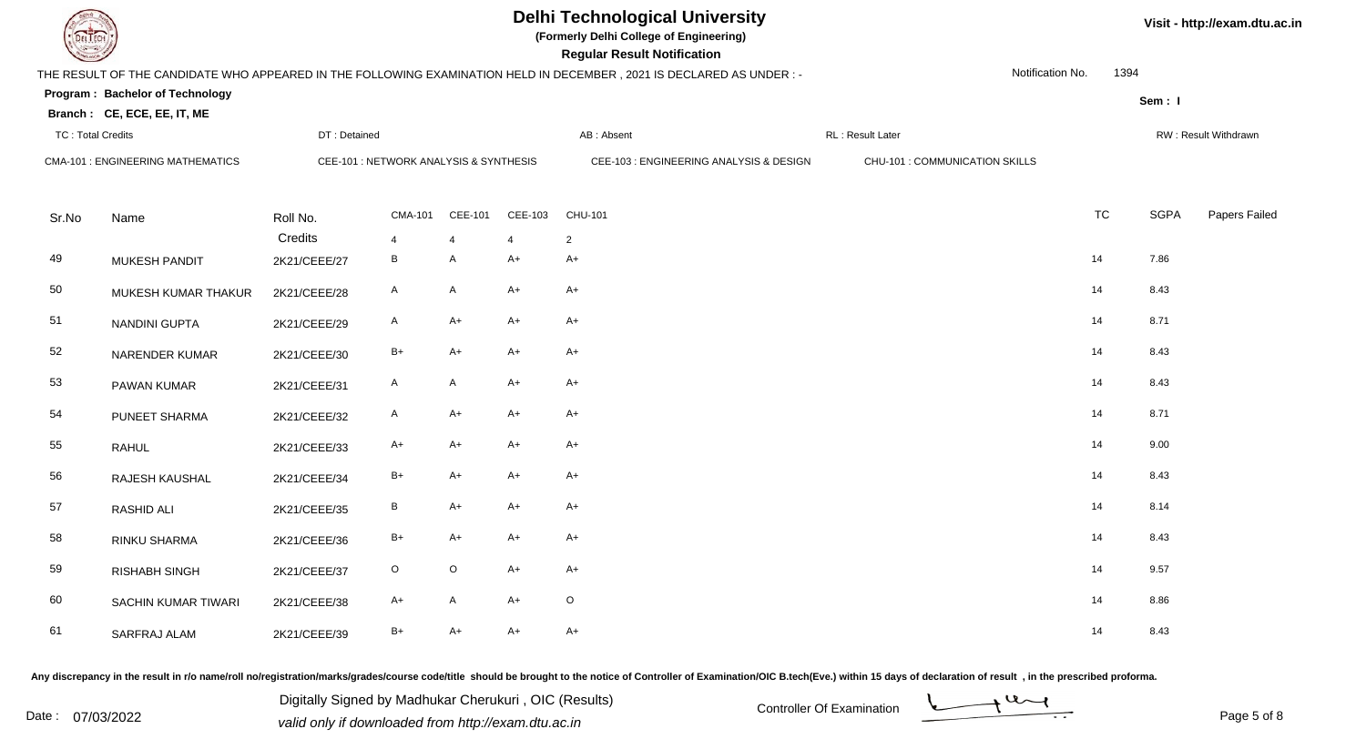# Delhi Technological University

**(Formerly Delhi College of Engineering)**

**Regular Result Notification**

Visit - http://exam.dtu.ac.in

THE RESULT OF THE CANDIDATE WHO APPEARED IN THE FOLLOWING EXAMINATION HELD IN DECEMBER , 2021 IS DECLARED AS UNDER : -

Notification No. 1394

**Program : Bachelor of Technology**

**Branch : CE, ECE, EE, IT, ME**

**Sem : I**

TC : Total Credits | DT : Detained | AB : Absent | RL : Result Later | RW : Result Withdrawn

CMA-101 : ENGINEERING MATHEMATICS | CEE-101 : NETWORK ANALYSIS & SYNTHESIS | CEE-103 : ENGINEERING ANALYSIS & DESIGN | CHU-101 : COMMUNICATION SKILLS

| Sr.No | Name | Roll No. | CMA-101 | CEE-101 | CEE-103 | CHU-101 | TC | SGPA | Papers Failed |
|---|---|---|---|---|---|---|---|---|---|
| | | Credits | 4 | 4 | 4 | 2 | | | |
| 49 | MUKESH PANDIT | 2K21/CEEE/27 | B | A | A+ | A+ | 14 | 7.86 | |
| 50 | MUKESH KUMAR THAKUR | 2K21/CEEE/28 | A | A | A+ | A+ | 14 | 8.43 | |
| 51 | NANDINI GUPTA | 2K21/CEEE/29 | A | A+ | A+ | A+ | 14 | 8.71 | |
| 52 | NARENDER KUMAR | 2K21/CEEE/30 | B+ | A+ | A+ | A+ | 14 | 8.43 | |
| 53 | PAWAN KUMAR | 2K21/CEEE/31 | A | A | A+ | A+ | 14 | 8.43 | |
| 54 | PUNEET SHARMA | 2K21/CEEE/32 | A | A+ | A+ | A+ | 14 | 8.71 | |
| 55 | RAHUL | 2K21/CEEE/33 | A+ | A+ | A+ | A+ | 14 | 9.00 | |
| 56 | RAJESH KAUSHAL | 2K21/CEEE/34 | B+ | A+ | A+ | A+ | 14 | 8.43 | |
| 57 | RASHID ALI | 2K21/CEEE/35 | B | A+ | A+ | A+ | 14 | 8.14 | |
| 58 | RINKU SHARMA | 2K21/CEEE/36 | B+ | A+ | A+ | A+ | 14 | 8.43 | |
| 59 | RISHABH SINGH | 2K21/CEEE/37 | O | O | A+ | A+ | 14 | 9.57 | |
| 60 | SACHIN KUMAR TIWARI | 2K21/CEEE/38 | A+ | A | A+ | O | 14 | 8.86 | |
| 61 | SARFRAJ ALAM | 2K21/CEEE/39 | B+ | A+ | A+ | A+ | 14 | 8.43 | |

Any discrepancy in the result in r/o name/roll no/registration/marks/grades/course code/title should be brought to the notice of Controller of Examination/OIC B.tech(Eve.) within 15 days of declaration of result , in the prescribed proforma.

Date : 07/03/2022

Digitally Signed by Madhukar Cherukuri , OIC (Results)
valid only if downloaded from http://exam.dtu.ac.in

Controller Of Examination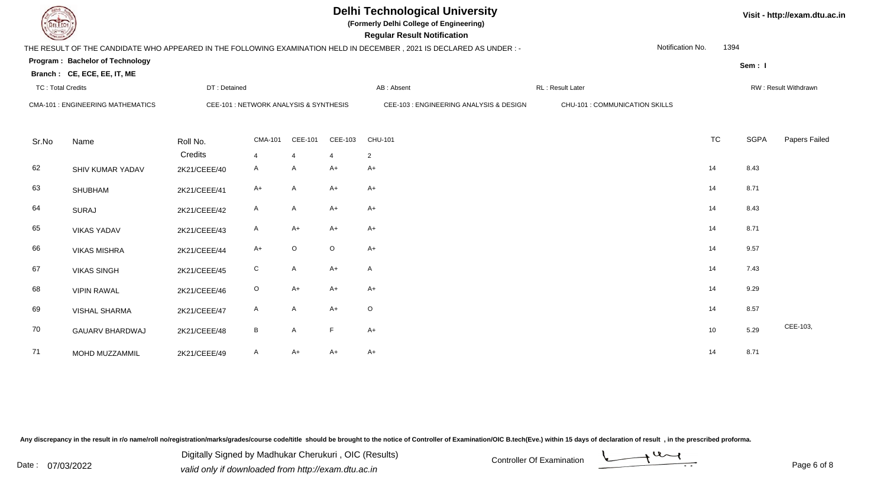# Delhi Technological University

**(Formerly Delhi College of Engineering)**

**Regular Result Notification**

Visit - http://exam.dtu.ac.in

THE RESULT OF THE CANDIDATE WHO APPEARED IN THE FOLLOWING EXAMINATION HELD IN DECEMBER , 2021 IS DECLARED AS UNDER : -

Notification No. 1394

**Program : Bachelor of Technology**

**Branch : CE, ECE, EE, IT, ME**

**Sem : I**

TC : Total Credits | DT : Detained | AB : Absent | RL : Result Later | RW : Result Withdrawn

CMA-101 : ENGINEERING MATHEMATICS | CEE-101 : NETWORK ANALYSIS & SYNTHESIS | CEE-103 : ENGINEERING ANALYSIS & DESIGN | CHU-101 : COMMUNICATION SKILLS

| Sr.No | Name | Roll No. | CMA-101 | CEE-101 | CEE-103 | CHU-101 | TC | SGPA | Papers Failed |
|---|---|---|---|---|---|---|---|---|---|
| | | Credits | 4 | 4 | 4 | 2 | | | |
| 62 | SHIV KUMAR YADAV | 2K21/CEEE/40 | A | A | A+ | A+ | 14 | 8.43 | |
| 63 | SHUBHAM | 2K21/CEEE/41 | A+ | A | A+ | A+ | 14 | 8.71 | |
| 64 | SURAJ | 2K21/CEEE/42 | A | A | A+ | A+ | 14 | 8.43 | |
| 65 | VIKAS YADAV | 2K21/CEEE/43 | A | A+ | A+ | A+ | 14 | 8.71 | |
| 66 | VIKAS MISHRA | 2K21/CEEE/44 | A+ | O | O | A+ | 14 | 9.57 | |
| 67 | VIKAS SINGH | 2K21/CEEE/45 | C | A | A+ | A | 14 | 7.43 | |
| 68 | VIPIN RAWAL | 2K21/CEEE/46 | O | A+ | A+ | A+ | 14 | 9.29 | |
| 69 | VISHAL SHARMA | 2K21/CEEE/47 | A | A | A+ | O | 14 | 8.57 | |
| 70 | GAUARV BHARDWAJ | 2K21/CEEE/48 | B | A | F | A+ | 10 | 5.29 | CEE-103, |
| 71 | MOHD MUZZAMMIL | 2K21/CEEE/49 | A | A+ | A+ | A+ | 14 | 8.71 | |

Any discrepancy in the result in r/o name/roll no/registration/marks/grades/course code/title should be brought to the notice of Controller of Examination/OIC B.tech(Eve.) within 15 days of declaration of result , in the prescribed proforma.

Date : 07/03/2022

Digitally Signed by Madhukar Cherukuri , OIC (Results)
valid only if downloaded from http://exam.dtu.ac.in

Controller Of Examination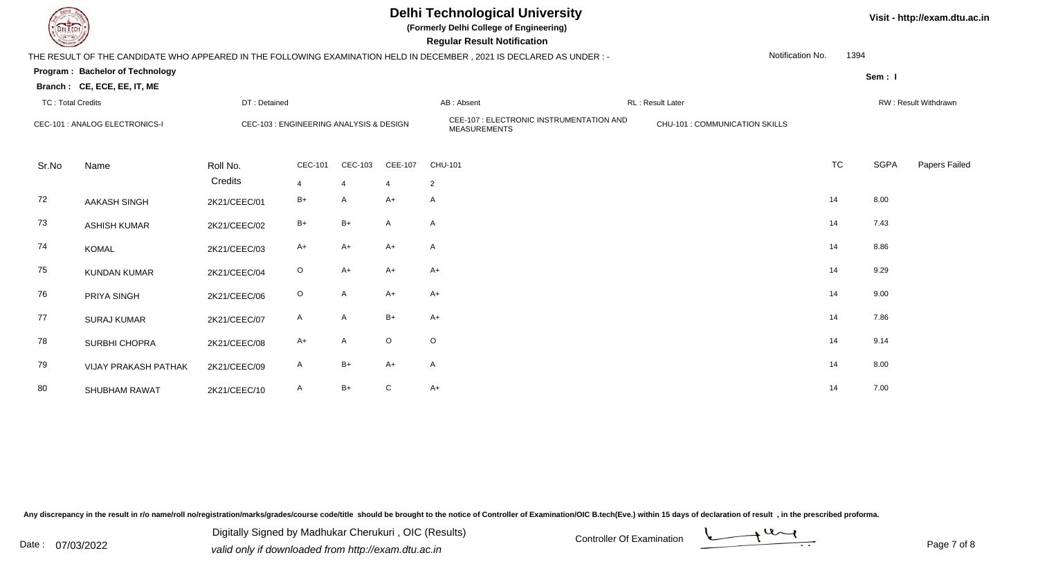# Delhi Technological University

**(Formerly Delhi College of Engineering)**

**Regular Result Notification**

Visit - http://exam.dtu.ac.in

THE RESULT OF THE CANDIDATE WHO APPEARED IN THE FOLLOWING EXAMINATION HELD IN DECEMBER , 2021 IS DECLARED AS UNDER : -

Notification No. 1394

**Program : Bachelor of Technology**

**Branch : CE, ECE, EE, IT, ME**

**Sem : I**

TC : Total Credits | DT : Detained | AB : Absent | RL : Result Later | RW : Result Withdrawn

CEC-101 : ANALOG ELECTRONICS-I | CEC-103 : ENGINEERING ANALYSIS & DESIGN | CEE-107 : ELECTRONIC INSTRUMENTATION AND MEASUREMENTS | CHU-101 : COMMUNICATION SKILLS

| Sr.No | Name | Roll No. | CEC-101 | CEC-103 | CEE-107 | CHU-101 | TC | SGPA | Papers Failed |
|---|---|---|---|---|---|---|---|---|---|
| | | Credits | 4 | 4 | 4 | 2 | | | |
| 72 | AAKASH SINGH | 2K21/CEEC/01 | B+ | A | A+ | A | 14 | 8.00 | |
| 73 | ASHISH KUMAR | 2K21/CEEC/02 | B+ | B+ | A | A | 14 | 7.43 | |
| 74 | KOMAL | 2K21/CEEC/03 | A+ | A+ | A+ | A | 14 | 8.86 | |
| 75 | KUNDAN KUMAR | 2K21/CEEC/04 | O | A+ | A+ | A+ | 14 | 9.29 | |
| 76 | PRIYA SINGH | 2K21/CEEC/06 | O | A | A+ | A+ | 14 | 9.00 | |
| 77 | SURAJ KUMAR | 2K21/CEEC/07 | A | A | B+ | A+ | 14 | 7.86 | |
| 78 | SURBHI CHOPRA | 2K21/CEEC/08 | A+ | A | O | O | 14 | 9.14 | |
| 79 | VIJAY PRAKASH PATHAK | 2K21/CEEC/09 | A | B+ | A+ | A | 14 | 8.00 | |
| 80 | SHUBHAM RAWAT | 2K21/CEEC/10 | A | B+ | C | A+ | 14 | 7.00 | |

Any discrepancy in the result in r/o name/roll no/registration/marks/grades/course code/title should be brought to the notice of Controller of Examination/OIC B.tech(Eve.) within 15 days of declaration of result , in the prescribed proforma.

Date : 07/03/2022

Digitally Signed by Madhukar Cherukuri , OIC (Results)
valid only if downloaded from http://exam.dtu.ac.in

Controller Of Examination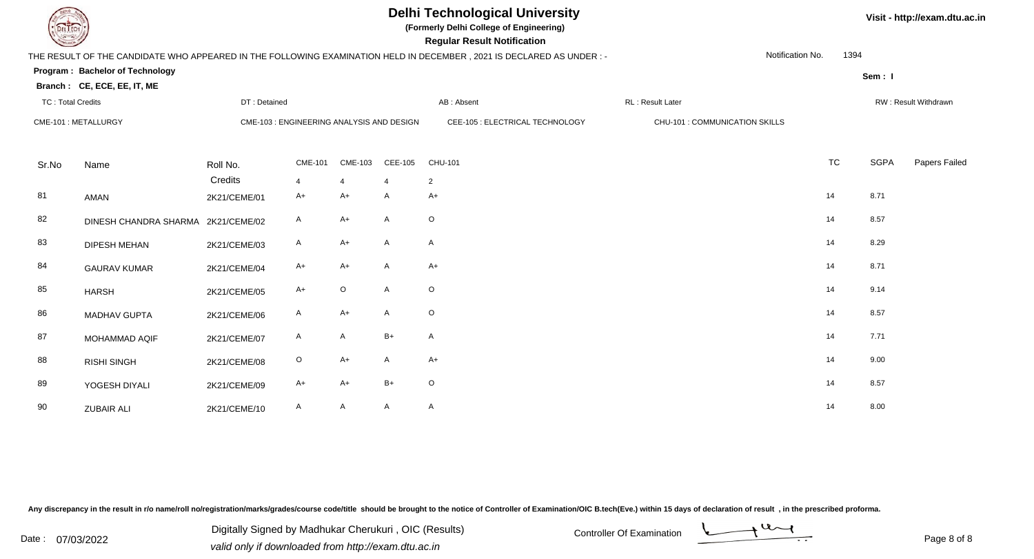# Delhi Technological University

**(Formerly Delhi College of Engineering)**

**Regular Result Notification**

Visit - http://exam.dtu.ac.in

THE RESULT OF THE CANDIDATE WHO APPEARED IN THE FOLLOWING EXAMINATION HELD IN DECEMBER , 2021 IS DECLARED AS UNDER : -

Notification No. 1394

**Program : Bachelor of Technology**

**Sem : I**

**Branch : CE, ECE, EE, IT, ME**

TC : Total Credits | DT : Detained | AB : Absent | RL : Result Later | RW : Result Withdrawn

CME-101 : METALLURGY | CME-103 : ENGINEERING ANALYSIS AND DESIGN | CEE-105 : ELECTRICAL TECHNOLOGY | CHU-101 : COMMUNICATION SKILLS

| Sr.No | Name | Roll No. | CME-101 | CME-103 | CEE-105 | CHU-101 | TC | SGPA | Papers Failed |
|---|---|---|---|---|---|---|---|---|---|
| | | Credits | 4 | 4 | 4 | 2 | | | |
| 81 | AMAN | 2K21/CEME/01 | A+ | A+ | A | A+ | 14 | 8.71 | |
| 82 | DINESH CHANDRA SHARMA | 2K21/CEME/02 | A | A+ | A | O | 14 | 8.57 | |
| 83 | DIPESH MEHAN | 2K21/CEME/03 | A | A+ | A | A | 14 | 8.29 | |
| 84 | GAURAV KUMAR | 2K21/CEME/04 | A+ | A+ | A | A+ | 14 | 8.71 | |
| 85 | HARSH | 2K21/CEME/05 | A+ | O | A | O | 14 | 9.14 | |
| 86 | MADHAV GUPTA | 2K21/CEME/06 | A | A+ | A | O | 14 | 8.57 | |
| 87 | MOHAMMAD AQIF | 2K21/CEME/07 | A | A | B+ | A | 14 | 7.71 | |
| 88 | RISHI SINGH | 2K21/CEME/08 | O | A+ | A | A+ | 14 | 9.00 | |
| 89 | YOGESH DIYALI | 2K21/CEME/09 | A+ | A+ | B+ | O | 14 | 8.57 | |
| 90 | ZUBAIR ALI | 2K21/CEME/10 | A | A | A | A | 14 | 8.00 | |

Any discrepancy in the result in r/o name/roll no/registration/marks/grades/course code/title should be brought to the notice of Controller of Examination/OIC B.tech(Eve.) within 15 days of declaration of result , in the prescribed proforma.

Date : 07/03/2022

Digitally Signed by Madhukar Cherukuri , OIC (Results)
valid only if downloaded from http://exam.dtu.ac.in

Controller Of Examination